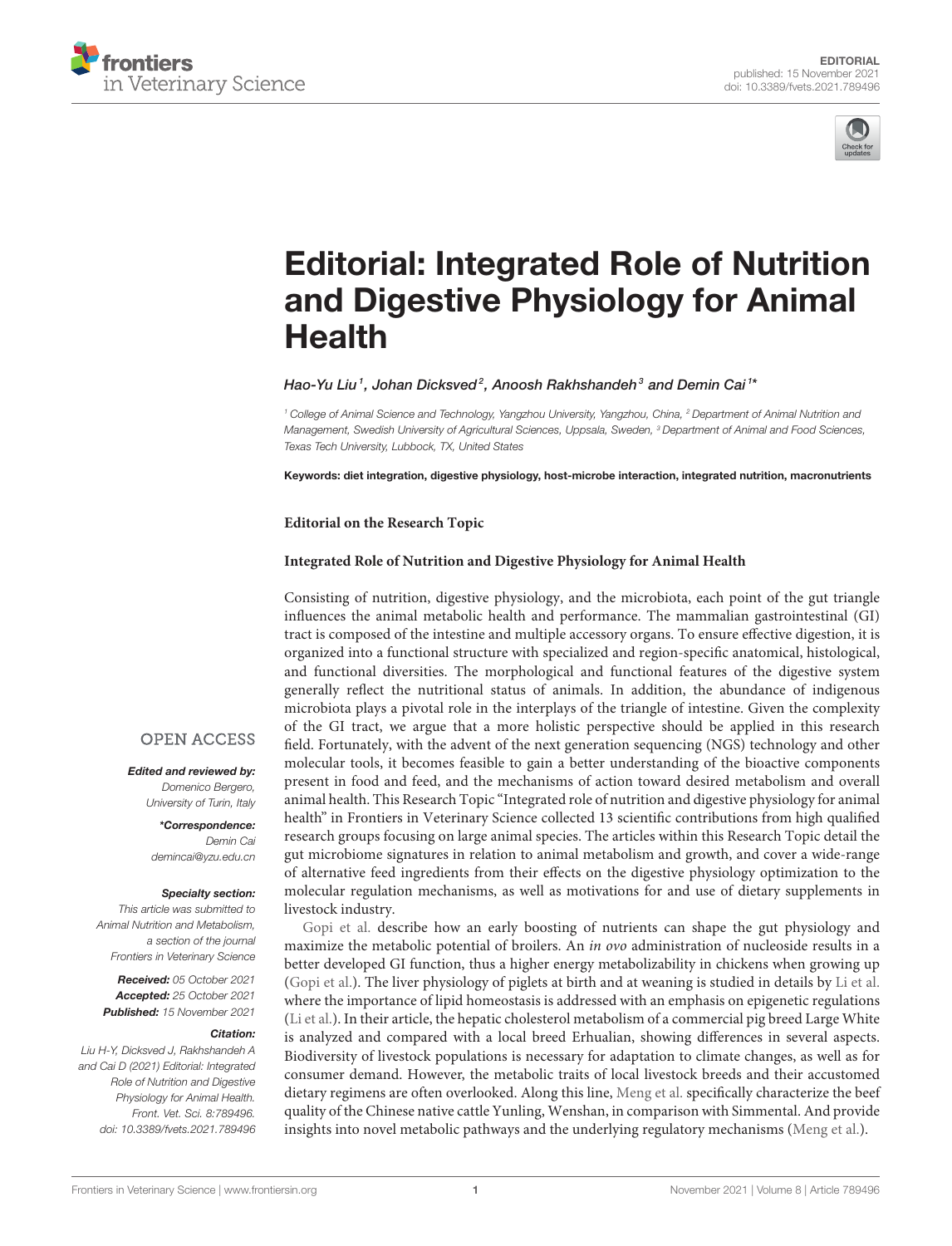EDITORIAL
published: 15 November 2021
doi: 10.3389/fvets.2021.789496

# Editorial: Integrated Role of Nutrition and Digestive Physiology for Animal Health

*Hao-Yu Liu[1], Johan Dicksved[2], Anoosh Rakhshandeh[3] and Demin Cai[1]**

[1] College of Animal Science and Technology, Yangzhou University, Yangzhou, China, [2] Department of Animal Nutrition and Management, Swedish University of Agricultural Sciences, Uppsala, Sweden, [3] Department of Animal and Food Sciences, Texas Tech University, Lubbock, TX, United States

**Keywords: diet integration, digestive physiology, host-microbe interaction, integrated nutrition, macronutrients**

**OPEN ACCESS**

***Edited and reviewed by:***
*Domenico Bergero, University of Turin, Italy*

***\*Correspondence:***
*Demin Cai*
*demincai@yzu.edu.cn*

***Specialty section:***
*This article was submitted to Animal Nutrition and Metabolism, a section of the journal Frontiers in Veterinary Science*

***Received:*** *05 October 2021*
***Accepted:*** *25 October 2021*
***Published:*** *15 November 2021*

***Citation:***
*Liu H-Y, Dicksved J, Rakhshandeh A and Cai D (2021) Editorial: Integrated Role of Nutrition and Digestive Physiology for Animal Health. Front. Vet. Sci. 8:789496. doi: 10.3389/fvets.2021.789496*

**Editorial on the Research Topic**

**Integrated Role of Nutrition and Digestive Physiology for Animal Health**

Consisting of nutrition, digestive physiology, and the microbiota, each point of the gut triangle influences the animal metabolic health and performance. The mammalian gastrointestinal (GI) tract is composed of the intestine and multiple accessory organs. To ensure effective digestion, it is organized into a functional structure with specialized and region-specific anatomical, histological, and functional diversities. The morphological and functional features of the digestive system generally reflect the nutritional status of animals. In addition, the abundance of indigenous microbiota plays a pivotal role in the interplays of the triangle of intestine. Given the complexity of the GI tract, we argue that a more holistic perspective should be applied in this research field. Fortunately, with the advent of the next generation sequencing (NGS) technology and other molecular tools, it becomes feasible to gain a better understanding of the bioactive components present in food and feed, and the mechanisms of action toward desired metabolism and overall animal health. This Research Topic "Integrated role of nutrition and digestive physiology for animal health" in Frontiers in Veterinary Science collected 13 scientific contributions from high qualified research groups focusing on large animal species. The articles within this Research Topic detail the gut microbiome signatures in relation to animal metabolism and growth, and cover a wide-range of alternative feed ingredients from their effects on the digestive physiology optimization to the molecular regulation mechanisms, as well as motivations for and use of dietary supplements in livestock industry.

Gopi et al. describe how an early boosting of nutrients can shape the gut physiology and maximize the metabolic potential of broilers. An *in ovo* administration of nucleoside results in a better developed GI function, thus a higher energy metabolizability in chickens when growing up (Gopi et al.). The liver physiology of piglets at birth and at weaning is studied in details by Li et al. where the importance of lipid homeostasis is addressed with an emphasis on epigenetic regulations (Li et al.). In their article, the hepatic cholesterol metabolism of a commercial pig breed Large White is analyzed and compared with a local breed Erhualian, showing differences in several aspects. Biodiversity of livestock populations is necessary for adaptation to climate changes, as well as for consumer demand. However, the metabolic traits of local livestock breeds and their accustomed dietary regimens are often overlooked. Along this line, Meng et al. specifically characterize the beef quality of the Chinese native cattle Yunling, Wenshan, in comparison with Simmental. And provide insights into novel metabolic pathways and the underlying regulatory mechanisms (Meng et al.).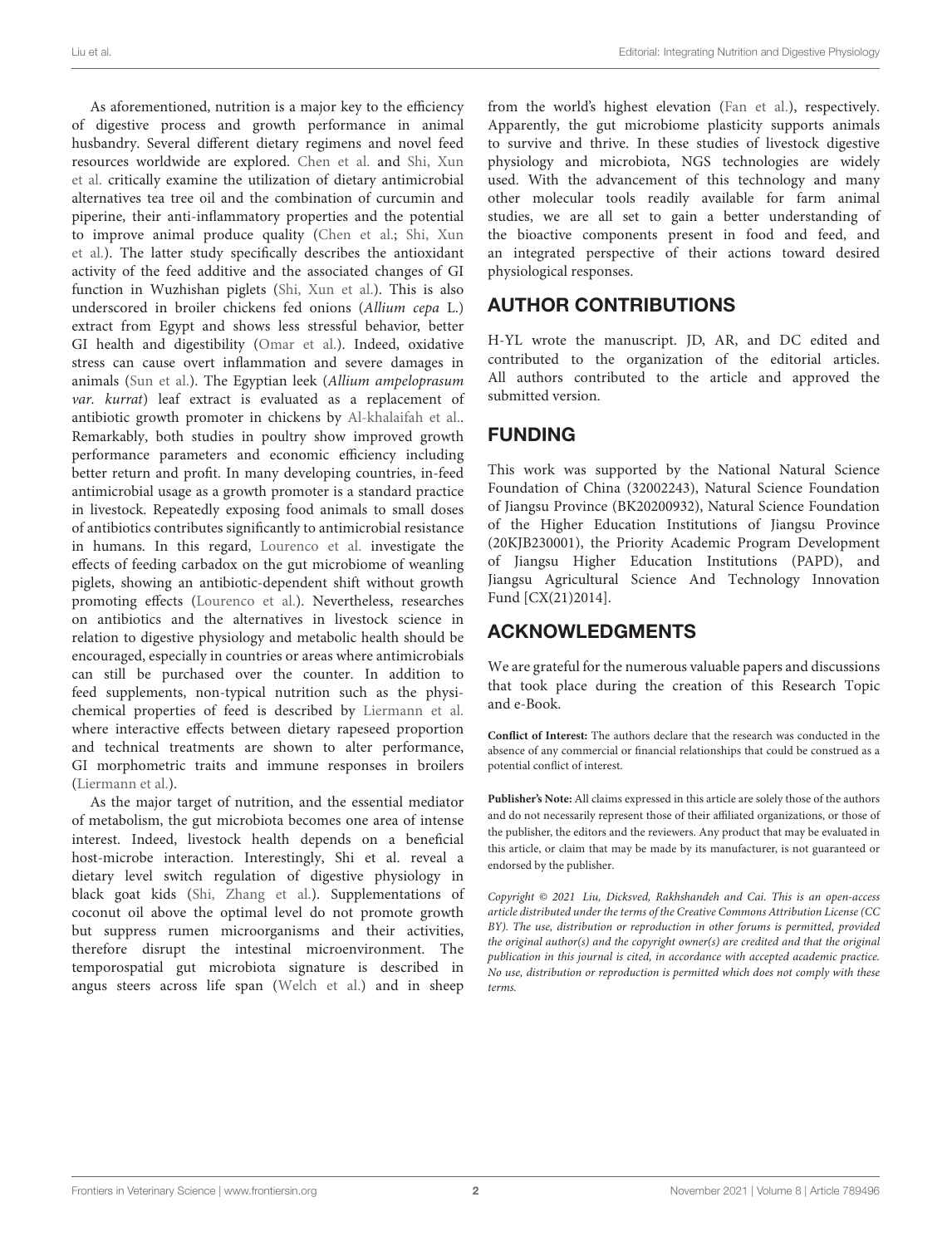As aforementioned, nutrition is a major key to the efficiency of digestive process and growth performance in animal husbandry. Several different dietary regimens and novel feed resources worldwide are explored. Chen et al. and Shi, Xun et al. critically examine the utilization of dietary antimicrobial alternatives tea tree oil and the combination of curcumin and piperine, their anti-inflammatory properties and the potential to improve animal produce quality (Chen et al.; Shi, Xun et al.). The latter study specifically describes the antioxidant activity of the feed additive and the associated changes of GI function in Wuzhishan piglets (Shi, Xun et al.). This is also underscored in broiler chickens fed onions (*Allium cepa* L.) extract from Egypt and shows less stressful behavior, better GI health and digestibility (Omar et al.). Indeed, oxidative stress can cause overt inflammation and severe damages in animals (Sun et al.). The Egyptian leek (*Allium ampeloprasum var. kurrat*) leaf extract is evaluated as a replacement of antibiotic growth promoter in chickens by Al-khalaifah et al.. Remarkably, both studies in poultry show improved growth performance parameters and economic efficiency including better return and profit. In many developing countries, in-feed antimicrobial usage as a growth promoter is a standard practice in livestock. Repeatedly exposing food animals to small doses of antibiotics contributes significantly to antimicrobial resistance in humans. In this regard, Lourenco et al. investigate the effects of feeding carbadox on the gut microbiome of weanling piglets, showing an antibiotic-dependent shift without growth promoting effects (Lourenco et al.). Nevertheless, researches on antibiotics and the alternatives in livestock science in relation to digestive physiology and metabolic health should be encouraged, especially in countries or areas where antimicrobials can still be purchased over the counter. In addition to feed supplements, non-typical nutrition such as the physi-chemical properties of feed is described by Liermann et al. where interactive effects between dietary rapeseed proportion and technical treatments are shown to alter performance, GI morphometric traits and immune responses in broilers (Liermann et al.).

As the major target of nutrition, and the essential mediator of metabolism, the gut microbiota becomes one area of intense interest. Indeed, livestock health depends on a beneficial host-microbe interaction. Interestingly, Shi et al. reveal a dietary level switch regulation of digestive physiology in black goat kids (Shi, Zhang et al.). Supplementations of coconut oil above the optimal level do not promote growth but suppress rumen microorganisms and their activities, therefore disrupt the intestinal microenvironment. The temporospatial gut microbiota signature is described in angus steers across life span (Welch et al.) and in sheep from the world's highest elevation (Fan et al.), respectively. Apparently, the gut microbiome plasticity supports animals to survive and thrive. In these studies of livestock digestive physiology and microbiota, NGS technologies are widely used. With the advancement of this technology and many other molecular tools readily available for farm animal studies, we are all set to gain a better understanding of the bioactive components present in food and feed, and an integrated perspective of their actions toward desired physiological responses.

## AUTHOR CONTRIBUTIONS

H-YL wrote the manuscript. JD, AR, and DC edited and contributed to the organization of the editorial articles. All authors contributed to the article and approved the submitted version.

## FUNDING

This work was supported by the National Natural Science Foundation of China (32002243), Natural Science Foundation of Jiangsu Province (BK20200932), Natural Science Foundation of the Higher Education Institutions of Jiangsu Province (20KJB230001), the Priority Academic Program Development of Jiangsu Higher Education Institutions (PAPD), and Jiangsu Agricultural Science And Technology Innovation Fund [CX(21)2014].

## ACKNOWLEDGMENTS

We are grateful for the numerous valuable papers and discussions that took place during the creation of this Research Topic and e-Book.

**Conflict of Interest:** The authors declare that the research was conducted in the absence of any commercial or financial relationships that could be construed as a potential conflict of interest.

**Publisher's Note:** All claims expressed in this article are solely those of the authors and do not necessarily represent those of their affiliated organizations, or those of the publisher, the editors and the reviewers. Any product that may be evaluated in this article, or claim that may be made by its manufacturer, is not guaranteed or endorsed by the publisher.

*Copyright © 2021 Liu, Dicksved, Rakhshandeh and Cai. This is an open-access article distributed under the terms of the Creative Commons Attribution License (CC BY). The use, distribution or reproduction in other forums is permitted, provided the original author(s) and the copyright owner(s) are credited and that the original publication in this journal is cited, in accordance with accepted academic practice. No use, distribution or reproduction is permitted which does not comply with these terms.*